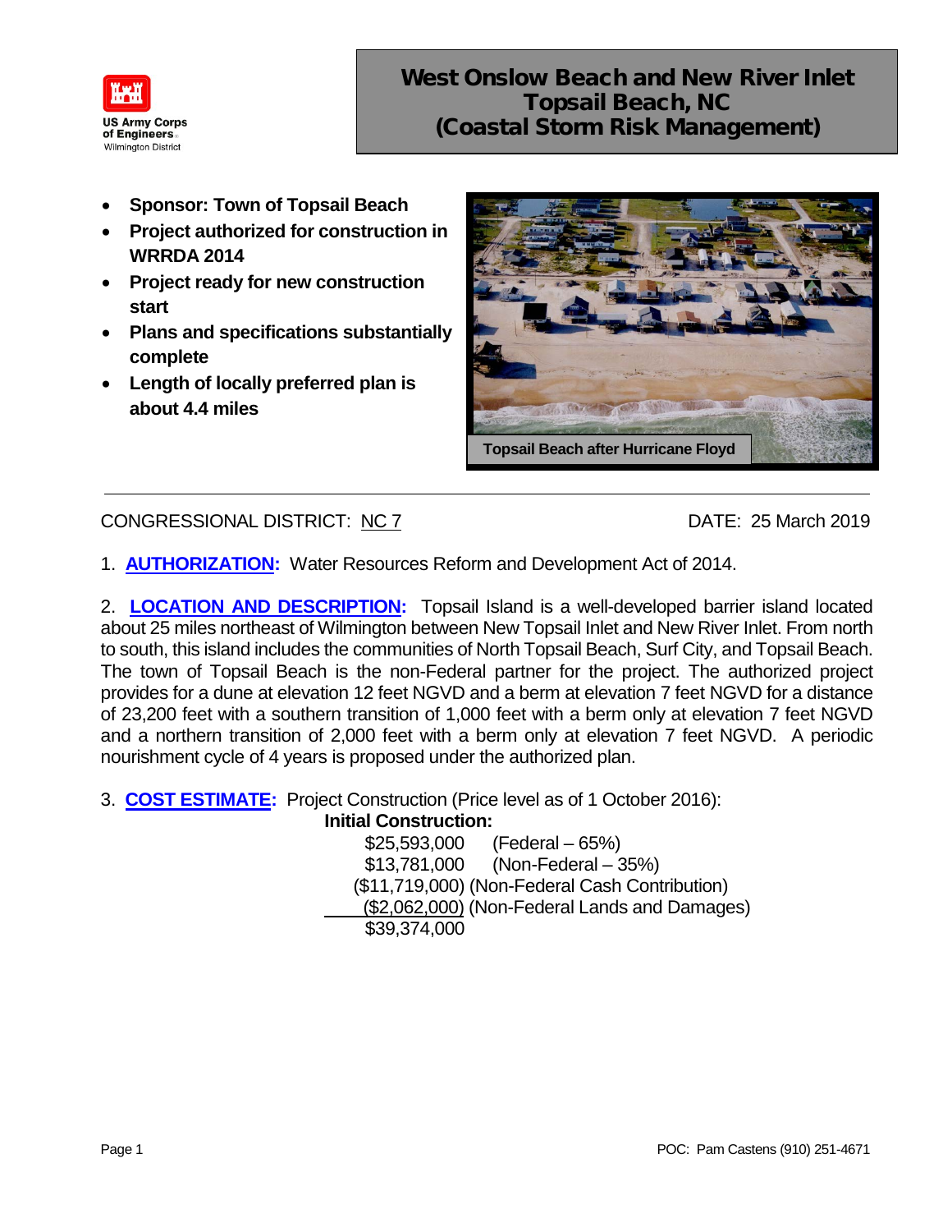US Army Corps of Engineers
Wilmington District

# West Onslow Beach and New River Inlet Topsail Beach, NC (Coastal Storm Risk Management)

- **Sponsor: Town of Topsail Beach**
- **Project authorized for construction in WRRDA 2014**
- **Project ready for new construction start**
- **Plans and specifications substantially complete**
- **Length of locally preferred plan is about 4.4 miles**

**Topsail Beach after Hurricane Floyd**

CONGRESSIONAL DISTRICT: NC 7

DATE: 25 March 2019

1. **AUTHORIZATION:** Water Resources Reform and Development Act of 2014.

2. **LOCATION AND DESCRIPTION:** Topsail Island is a well-developed barrier island located about 25 miles northeast of Wilmington between New Topsail Inlet and New River Inlet. From north to south, this island includes the communities of North Topsail Beach, Surf City, and Topsail Beach. The town of Topsail Beach is the non-Federal partner for the project. The authorized project provides for a dune at elevation 12 feet NGVD and a berm at elevation 7 feet NGVD for a distance of 23,200 feet with a southern transition of 1,000 feet with a berm only at elevation 7 feet NGVD and a northern transition of 2,000 feet with a berm only at elevation 7 feet NGVD. A periodic nourishment cycle of 4 years is proposed under the authorized plan.

3. **COST ESTIMATE:** Project Construction (Price level as of 1 October 2016):

**Initial Construction:**

| Amount | Description |
|---|---|
| $25,593,000 | (Federal – 65%) |
| $13,781,000 | (Non-Federal – 35%) |
| ($11,719,000) | (Non-Federal Cash Contribution) |
| ($2,062,000) | (Non-Federal Lands and Damages) |
| $39,374,000 | |

POC: Pam Castens (910) 251-4671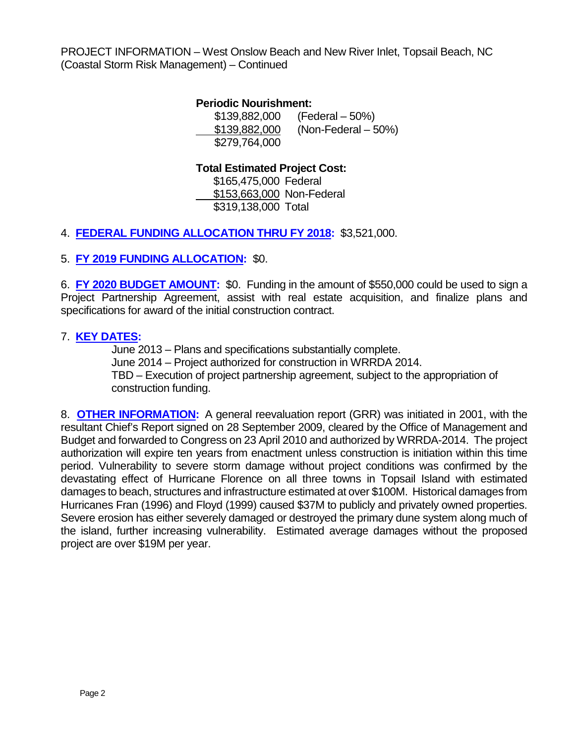PROJECT INFORMATION – West Onslow Beach and New River Inlet, Topsail Beach, NC (Coastal Storm Risk Management) – Continued

**Periodic Nourishment:**

| | |
|---|---|
| $139,882,000 | (Federal – 50%) |
| $139,882,000 | (Non-Federal – 50%) |
| $279,764,000 | |

**Total Estimated Project Cost:**

| | |
|---|---|
| $165,475,000 | Federal |
| $153,663,000 | Non-Federal |
| $319,138,000 | Total |

4. **FEDERAL FUNDING ALLOCATION THRU FY 2018:** $3,521,000.

5. **FY 2019 FUNDING ALLOCATION:** $0.

6. **FY 2020 BUDGET AMOUNT:** $0. Funding in the amount of $550,000 could be used to sign a Project Partnership Agreement, assist with real estate acquisition, and finalize plans and specifications for award of the initial construction contract.

7. **KEY DATES:**

   June 2013 – Plans and specifications substantially complete.
   June 2014 – Project authorized for construction in WRRDA 2014.
   TBD – Execution of project partnership agreement, subject to the appropriation of construction funding.

8. **OTHER INFORMATION:** A general reevaluation report (GRR) was initiated in 2001, with the resultant Chief's Report signed on 28 September 2009, cleared by the Office of Management and Budget and forwarded to Congress on 23 April 2010 and authorized by WRRDA-2014. The project authorization will expire ten years from enactment unless construction is initiation within this time period. Vulnerability to severe storm damage without project conditions was confirmed by the devastating effect of Hurricane Florence on all three towns in Topsail Island with estimated damages to beach, structures and infrastructure estimated at over $100M. Historical damages from Hurricanes Fran (1996) and Floyd (1999) caused $37M to publicly and privately owned properties. Severe erosion has either severely damaged or destroyed the primary dune system along much of the island, further increasing vulnerability. Estimated average damages without the proposed project are over $19M per year.